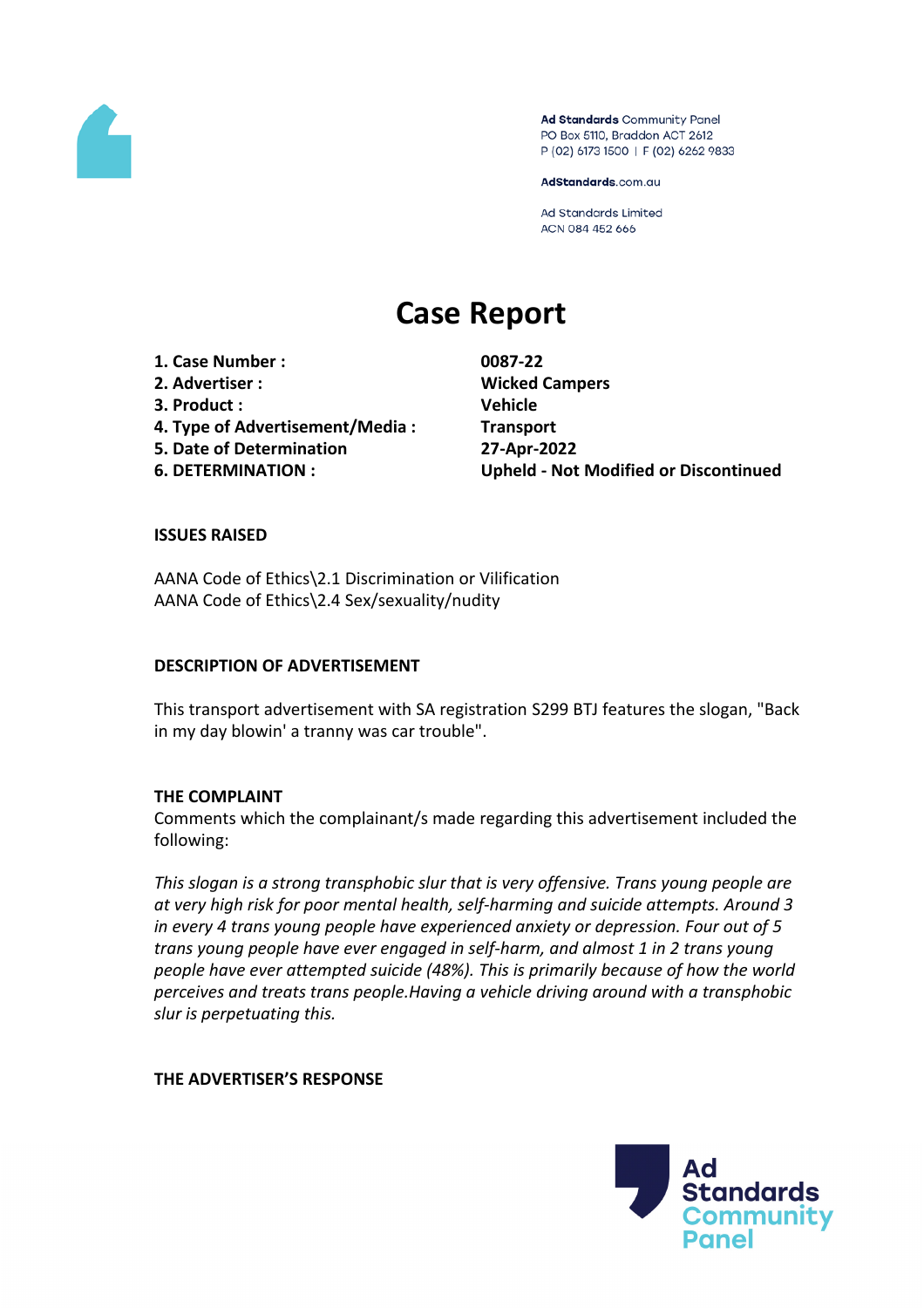Ad Standards Community Panel
PO Box 5110, Braddon ACT 2612
P (02) 6173 1500 | F (02) 6262 9833

AdStandards.com.au

Ad Standards Limited
ACN 084 452 666

# Case Report

| | |
|---|---|
| **1. Case Number :** | **0087-22** |
| **2. Advertiser :** | **Wicked Campers** |
| **3. Product :** | **Vehicle** |
| **4. Type of Advertisement/Media :** | **Transport** |
| **5. Date of Determination** | **27-Apr-2022** |
| **6. DETERMINATION :** | **Upheld - Not Modified or Discontinued** |

## ISSUES RAISED

AANA Code of Ethics\2.1 Discrimination or Vilification
AANA Code of Ethics\2.4 Sex/sexuality/nudity

## DESCRIPTION OF ADVERTISEMENT

This transport advertisement with SA registration S299 BTJ features the slogan, "Back in my day blowin' a tranny was car trouble".

## THE COMPLAINT

Comments which the complainant/s made regarding this advertisement included the following:

*This slogan is a strong transphobic slur that is very offensive. Trans young people are at very high risk for poor mental health, self-harming and suicide attempts. Around 3 in every 4 trans young people have experienced anxiety or depression. Four out of 5 trans young people have ever engaged in self-harm, and almost 1 in 2 trans young people have ever attempted suicide (48%). This is primarily because of how the world perceives and treats trans people.Having a vehicle driving around with a transphobic slur is perpetuating this.*

## THE ADVERTISER'S RESPONSE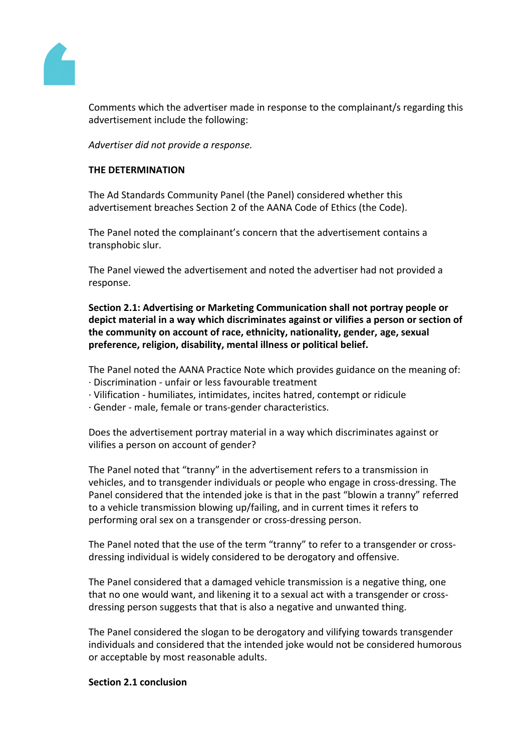Comments which the advertiser made in response to the complainant/s regarding this advertisement include the following:

*Advertiser did not provide a response.*

**THE DETERMINATION**

The Ad Standards Community Panel (the Panel) considered whether this advertisement breaches Section 2 of the AANA Code of Ethics (the Code).

The Panel noted the complainant's concern that the advertisement contains a transphobic slur.

The Panel viewed the advertisement and noted the advertiser had not provided a response.

**Section 2.1: Advertising or Marketing Communication shall not portray people or depict material in a way which discriminates against or vilifies a person or section of the community on account of race, ethnicity, nationality, gender, age, sexual preference, religion, disability, mental illness or political belief.**

The Panel noted the AANA Practice Note which provides guidance on the meaning of:
· Discrimination - unfair or less favourable treatment
· Vilification - humiliates, intimidates, incites hatred, contempt or ridicule
· Gender - male, female or trans-gender characteristics.

Does the advertisement portray material in a way which discriminates against or vilifies a person on account of gender?

The Panel noted that "tranny" in the advertisement refers to a transmission in vehicles, and to transgender individuals or people who engage in cross-dressing. The Panel considered that the intended joke is that in the past "blowin a tranny" referred to a vehicle transmission blowing up/failing, and in current times it refers to performing oral sex on a transgender or cross-dressing person.

The Panel noted that the use of the term "tranny" to refer to a transgender or cross-dressing individual is widely considered to be derogatory and offensive.

The Panel considered that a damaged vehicle transmission is a negative thing, one that no one would want, and likening it to a sexual act with a transgender or cross-dressing person suggests that that is also a negative and unwanted thing.

The Panel considered the slogan to be derogatory and vilifying towards transgender individuals and considered that the intended joke would not be considered humorous or acceptable by most reasonable adults.

**Section 2.1 conclusion**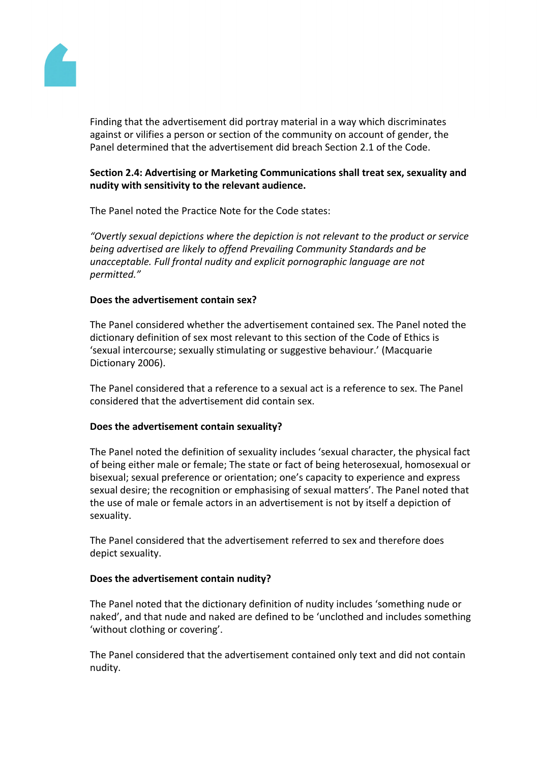Finding that the advertisement did portray material in a way which discriminates against or vilifies a person or section of the community on account of gender, the Panel determined that the advertisement did breach Section 2.1 of the Code.

**Section 2.4: Advertising or Marketing Communications shall treat sex, sexuality and nudity with sensitivity to the relevant audience.**

The Panel noted the Practice Note for the Code states:

*"Overtly sexual depictions where the depiction is not relevant to the product or service being advertised are likely to offend Prevailing Community Standards and be unacceptable. Full frontal nudity and explicit pornographic language are not permitted."*

**Does the advertisement contain sex?**

The Panel considered whether the advertisement contained sex. The Panel noted the dictionary definition of sex most relevant to this section of the Code of Ethics is 'sexual intercourse; sexually stimulating or suggestive behaviour.' (Macquarie Dictionary 2006).

The Panel considered that a reference to a sexual act is a reference to sex. The Panel considered that the advertisement did contain sex.

**Does the advertisement contain sexuality?**

The Panel noted the definition of sexuality includes 'sexual character, the physical fact of being either male or female; The state or fact of being heterosexual, homosexual or bisexual; sexual preference or orientation; one's capacity to experience and express sexual desire; the recognition or emphasising of sexual matters'. The Panel noted that the use of male or female actors in an advertisement is not by itself a depiction of sexuality.

The Panel considered that the advertisement referred to sex and therefore does depict sexuality.

**Does the advertisement contain nudity?**

The Panel noted that the dictionary definition of nudity includes 'something nude or naked', and that nude and naked are defined to be 'unclothed and includes something 'without clothing or covering'.

The Panel considered that the advertisement contained only text and did not contain nudity.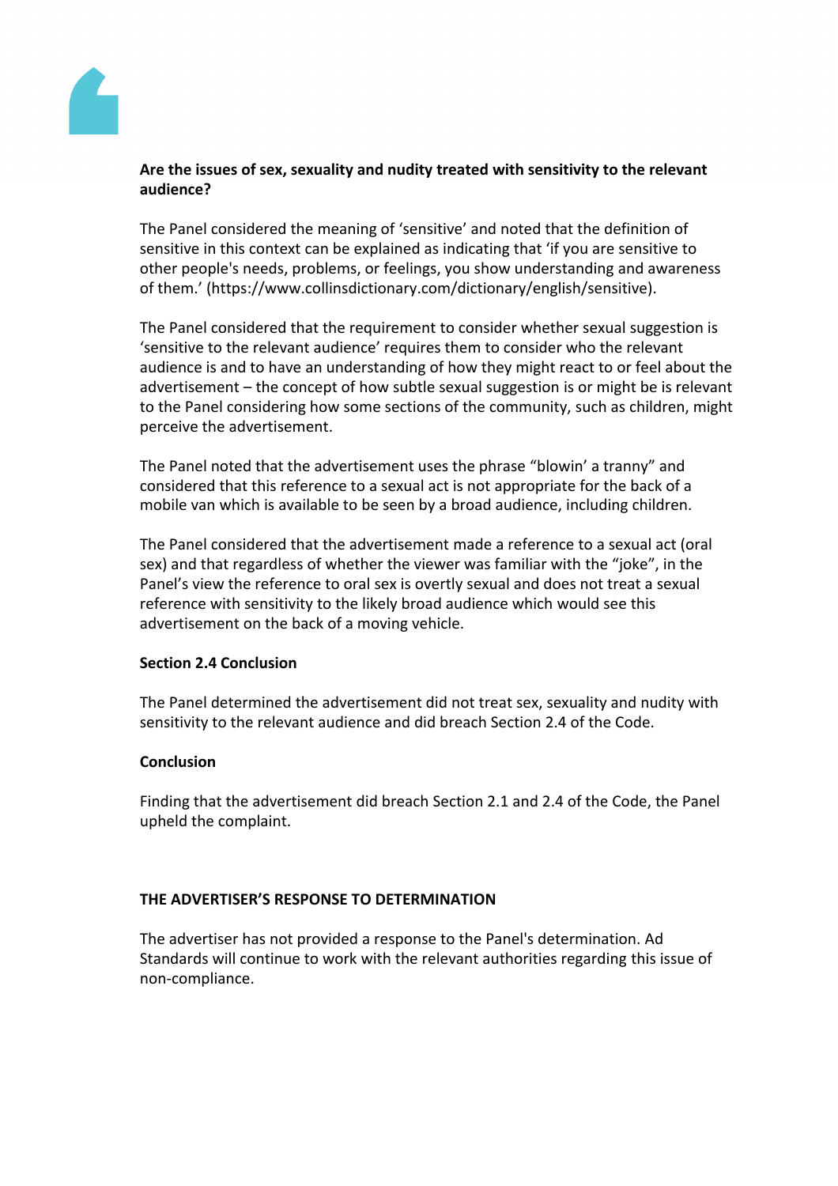**Are the issues of sex, sexuality and nudity treated with sensitivity to the relevant audience?**

The Panel considered the meaning of 'sensitive' and noted that the definition of sensitive in this context can be explained as indicating that 'if you are sensitive to other people's needs, problems, or feelings, you show understanding and awareness of them.' (https://www.collinsdictionary.com/dictionary/english/sensitive).

The Panel considered that the requirement to consider whether sexual suggestion is 'sensitive to the relevant audience' requires them to consider who the relevant audience is and to have an understanding of how they might react to or feel about the advertisement – the concept of how subtle sexual suggestion is or might be is relevant to the Panel considering how some sections of the community, such as children, might perceive the advertisement.

The Panel noted that the advertisement uses the phrase "blowin' a tranny" and considered that this reference to a sexual act is not appropriate for the back of a mobile van which is available to be seen by a broad audience, including children.

The Panel considered that the advertisement made a reference to a sexual act (oral sex) and that regardless of whether the viewer was familiar with the "joke", in the Panel's view the reference to oral sex is overtly sexual and does not treat a sexual reference with sensitivity to the likely broad audience which would see this advertisement on the back of a moving vehicle.

**Section 2.4 Conclusion**

The Panel determined the advertisement did not treat sex, sexuality and nudity with sensitivity to the relevant audience and did breach Section 2.4 of the Code.

**Conclusion**

Finding that the advertisement did breach Section 2.1 and 2.4 of the Code, the Panel upheld the complaint.

**THE ADVERTISER'S RESPONSE TO DETERMINATION**

The advertiser has not provided a response to the Panel's determination. Ad Standards will continue to work with the relevant authorities regarding this issue of non-compliance.